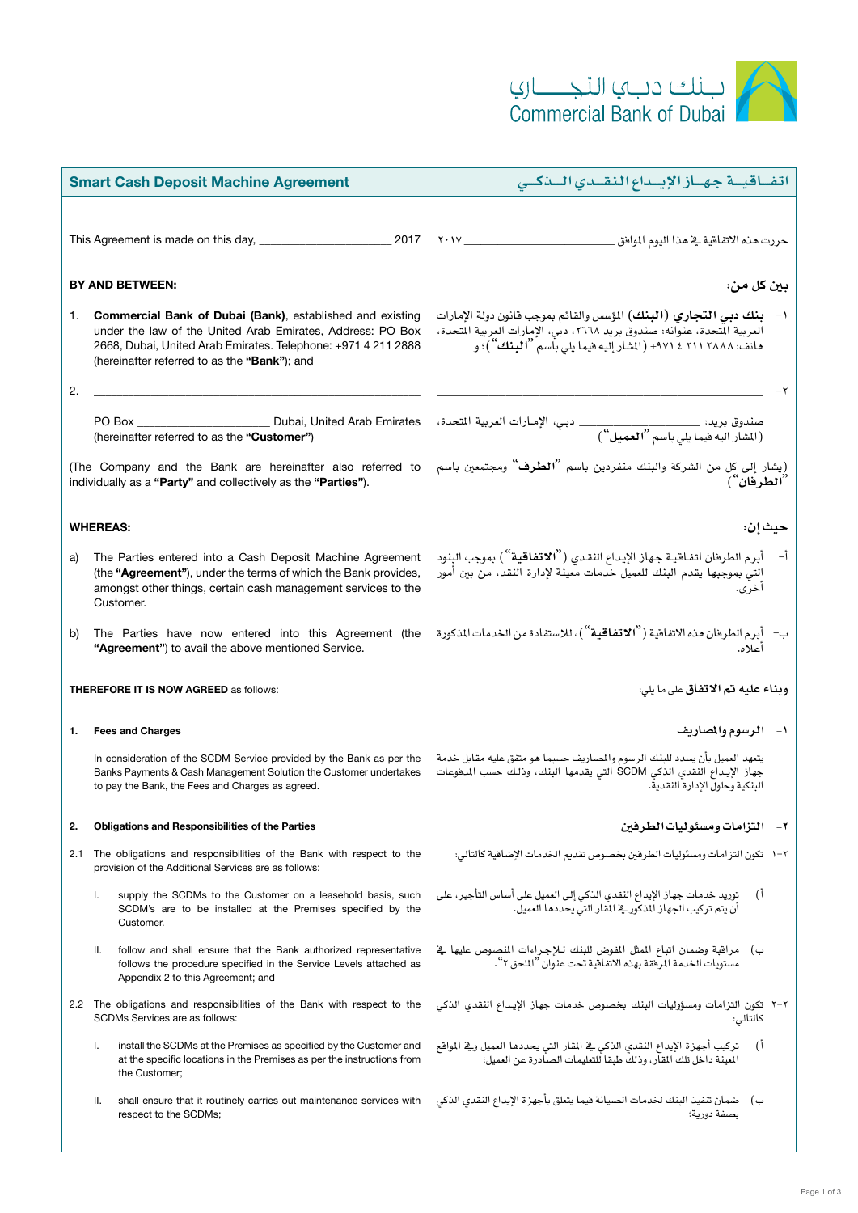بـنك دبـي التجـــاري
Commercial Bank of Dubai

## Smart Cash Deposit Machine Agreement

## اتفـاقيـة جهـاز الإيـداع النقـدي الـذكـي

This Agreement is made on this day, ______________________ 2017

حررت هذه الاتفاقية في هذا اليوم الموافق ______________________ ٢٠١٧

**BY AND BETWEEN:**

**بين كل من:**

1. **Commercial Bank of Dubai (Bank)**, established and existing under the law of the United Arab Emirates, Address: PO Box 2668, Dubai, United Arab Emirates. Telephone: +971 4 211 2888 (hereinafter referred to as the **"Bank"**); and

١- **بنك دبي التجاري (البنك)** المؤسس والقائم بموجب قانون دولة الإمارات العربية المتحدة، عنوانه: صندوق بريد ٢٦٦٨، دبي، الإمارات العربية المتحدة، هاتف: ٢٨٨٨ ٢١١ ٤ ٩٧١+ (المشار إليه فيما يلي باسم **"البنك"**)؛ و

2. ______________________________________________

PO Box ______________________ Dubai, United Arab Emirates (hereinafter referred to as the **"Customer"**)

٢- ______________________________________________

صندوق بريد: ______________ دبي، الإمارات العربية المتحدة، (المشار اليه فيما يلي باسم **"العميل"**)

(The Company and the Bank are hereinafter also referred to individually as a **"Party"** and collectively as the **"Parties"**).

(يشار إلى كل من الشركة والبنك منفردين باسم **"الطرف"** ومجتمعين باسم **"الطرفان"**)

**WHEREAS:**

**حيث إن:**

a) The Parties entered into a Cash Deposit Machine Agreement (the **"Agreement"**), under the terms of which the Bank provides, amongst other things, certain cash management services to the Customer.

أ- أبرم الطرفان اتفاقية جهاز الإيداع النقدي (**"الاتفاقية"**) بموجب البنود التي بموجبها يقدم البنك للعميل خدمات معينة لإدارة النقد، من بين أمور أخرى.

b) The Parties have now entered into this Agreement (the **"Agreement"**) to avail the above mentioned Service.

ب- أبرم الطرفان هذه الاتفاقية (**"الاتفاقية"**)، للاستفادة من الخدمات المذكورة أعلاه.

**THEREFORE IT IS NOW AGREED** as follows:

**وبناء عليه تم الاتفاق** على ما يلي:

**1. Fees and Charges**

**١- الرسوم والمصاريف**

In consideration of the SCDM Service provided by the Bank as per the Banks Payments & Cash Management Solution the Customer undertakes to pay the Bank, the Fees and Charges as agreed.

يتعهد العميل بأن يسدد للبنك الرسوم والمصاريف حسبما هو متفق عليه مقابل خدمة جهاز الإيداع النقدي الذكي SCDM التي يقدمها البنك، وذلك حسب المدفوعات البنكية وحلول الإدارة النقدية.

**2. Obligations and Responsibilities of the Parties**

**٢- التزامات ومسئوليات الطرفين**

2.1 The obligations and responsibilities of the Bank with respect to the provision of the Additional Services are as follows:

٢-١ تكون التزامات ومسئوليات الطرفين بخصوص تقديم الخدمات الإضافية كالتالي:

I. supply the SCDMs to the Customer on a leasehold basis, such SCDM's are to be installed at the Premises specified by the Customer.

أ) توريد خدمات جهاز الإيداع النقدي الذكي إلى العميل على أساس التأجير، على أن يتم تركيب الجهاز المذكور في المقار التي يحددها العميل.

II. follow and shall ensure that the Bank authorized representative follows the procedure specified in the Service Levels attached as Appendix 2 to this Agreement; and

ب) مراقبة وضمان اتباع الممثل المفوض للبنك للإجراءات المنصوص عليها في مستويات الخدمة المرفقة بهذه الاتفاقية تحت عنوان "الملحق ٢".

2.2 The obligations and responsibilities of the Bank with respect to the SCDMs Services are as follows:

٢-٢ تكون التزامات ومسؤوليات البنك بخصوص خدمات جهاز الإيداع النقدي الذكي كالتالي:

I. install the SCDMs at the Premises as specified by the Customer and at the specific locations in the Premises as per the instructions from the Customer;

أ) تركيب أجهزة الإيداع النقدي الذكي في المقار التي يحددها العميل وفي المواقع المعينة داخل تلك المقار، وذلك طبقا للتعليمات الصادرة عن العميل؛

II. shall ensure that it routinely carries out maintenance services with respect to the SCDMs;

ب) ضمان تنفيذ البنك لخدمات الصيانة فيما يتعلق بأجهزة الإيداع النقدي الذكي بصفة دورية؛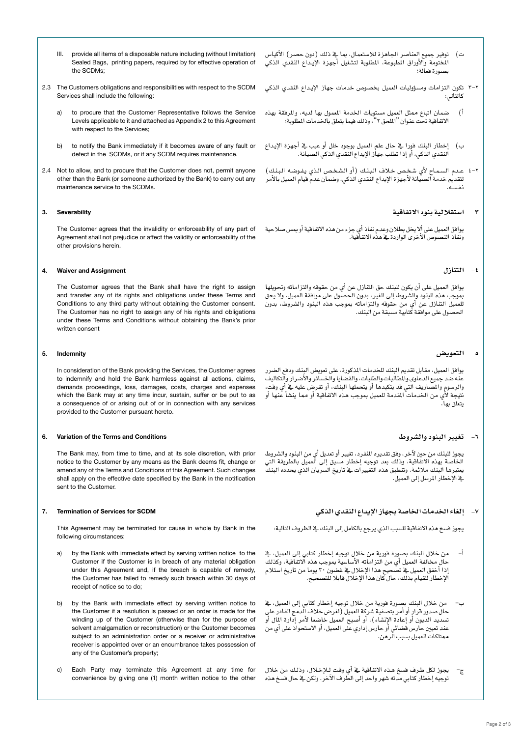III. provide all items of a disposable nature including (without limitation) Sealed Bags, printing papers, required for effective operation of the SCDMs;

ت) توفير جميع العناصر الجاهزة للاستعمال، بما في ذلك (دون حصر) الأكياس المختومة والأوراق المطبوعة، المطلوبة لتشغيل أجهزة الإيداع النقدي الذكي بصورة فعالة؛

2.3 The Customers obligations and responsibilities with respect to the SCDM Services shall include the following:

٢-٣ تكون التزامات ومسؤوليات العميل بخصوص خدمات جهاز الإيداع النقدي الذكي كالتالي:

a) to procure that the Customer Representative follows the Service Levels applicable to it and attached as Appendix 2 to this Agreement with respect to the Services;

أ) ضمان اتباع ممثل العميل مستويات الخدمة المعمول بها لديه، والمرفقة بهذه الاتفاقية تحت عنوان "الملحق ٢"، وذلك فيما يتعلق بالخدمات المطلوبة؛

b) to notify the Bank immediately if it becomes aware of any fault or defect in the SCDMs, or if any SCDM requires maintenance.

ب) إخطار البنك فورا في حال علم العميل بوجود خلل أو عيب في أجهزة الإيداع النقدي الذكي، أو إذا تطلب جهاز الإيداع النقدي الذكي الصيانة.

2.4 Not to allow, and to procure that the Customer does not, permit anyone other than the Bank (or someone authorized by the Bank) to carry out any maintenance service to the SCDMs.

٢-٤ عدم السماح لأي شخص خلاف البنك (أو الشخص الذي يفوضه البنك) لتقديم خدمة الصيانة لأجهزة الإيداع النقدي الذكي، وضمان عدم قيام العميل بالأمر نفسه.

## 3. Severability

## ٣- استقلالية بنود الاتفاقية

The Customer agrees that the invalidity or enforceability of any part of Agreement shall not prejudice or affect the validity or enforceability of the other provisions herein.

يوافق العميل على ألا يخل بطلان وعدم نفاذ أي جزء من هذه الاتفاقية أو يمس صلاحية ونفاذ النصوص الأخرى الواردة في هذه الاتفاقية.

## 4. Waiver and Assignment

## ٤- التنازل

The Customer agrees that the Bank shall have the right to assign and transfer any of its rights and obligations under these Terms and Conditions to any third party without obtaining the Customer consent. The Customer has no right to assign any of his rights and obligations under these Terms and Conditions without obtaining the Bank's prior written consent

يوافق العميل على أن يكون للبنك حق التنازل عن أي من حقوقه والتزاماته وتحويلها بموجب هذه البنود والشروط إلى الغير، بدون الحصول على موافقة العميل. ولا يحق للعميل التنازل عن أي من حقوقه والتزاماته بموجب هذه البنود والشروط، بدون الحصول على موافقة كتابية مسبقة من البنك.

## 5. Indemnity

## ٥- التعويض

In consideration of the Bank providing the Services, the Customer agrees to indemnify and hold the Bank harmless against all actions, claims, demands proceedings, loss, damages, costs, charges and expenses which the Bank may at any time incur, sustain, suffer or be put to as a consequence of or arising out of or in connection with any services provided to the Customer pursuant hereto.

يوافق العميل، مقابل تقديم البنك للخدمات المذكورة، على تعويض البنك ودفع الضرر عنه ضد جميع الدعاوى والمطالبات والطلبات، والقضايا والخسائر والأضرار والتكاليف والرسوم والمصاريف التي قد يتكبدها أو يتحملها البنك، أو تفرض عليه في أي وقت، نتيجة لأي من الخدمات المقدمة للعميل بموجب هذه الاتفاقية أو مما ينشأ عنها أو يتعلق بها.

## 6. Variation of the Terms and Conditions

## ٦- تغيير البنود والشروط

The Bank may, from time to time, and at its sole discretion, with prior notice to the Customer by any means as the Bank deems fit, change or amend any of the Terms and Conditions of this Agreement. Such changes shall apply on the effective date specified by the Bank in the notification sent to the Customer.

يجوز للبنك من حين لآخر، وفق تقديره المنفرد، تغيير أو تعديل أي من البنود والشروط الخاصة بهذه الاتفاقية، وذلك بعد توجيه إخطار مسبق إلى العميل بالطريقة التي يعتبرها البنك ملائمة. وتنطبق هذه التغييرات في تاريخ السريان الذي يحدده البنك في الإخطار المرسل إلى العميل.

## 7. Termination of Services for SCDM

## ٧- إلغاء الخدمات الخاصة بجهاز الإيداع النقدي الذكي

This Agreement may be terminated for cause in whole by Bank in the following circumstances:

يجوز فسخ هذه الاتفاقية للسبب الذي يرجع بالكامل إلى البنك في الظروف التالية:

a) by the Bank with immediate effect by serving written notice to the Customer if the Customer is in breach of any material obligation under this Agreement and, if the breach is capable of remedy, the Customer has failed to remedy such breach within 30 days of receipt of notice so to do;

أ- من خلال البنك بصورة فورية من خلال توجيه إخطار كتابي إلى العميل، في حال مخالفة العميل أي من التزاماته الأساسية بموجب هذه الاتفاقية، وكذلك إذا أخفق العميل في تصحيح هذا الإخلال في غضون ٣٠ يوما من تاريخ استلام الإخطار للقيام بذلك، حال كان هذا الإخلال قابلا للتصحيح.

b) by the Bank with immediate effect by serving notice to the Customer if a resolution is passed or an order is made for the winding up of the Customer (otherwise than for the purpose of solvent amalgamation or reconstruction) or the Customer becomes subject to an administration order or a receiver or administrative receiver is appointed over or an encumbrance takes possession of any of the Customer's property;

ب- من خلال البنك بصورة فورية من خلال توجيه إخطار كتابي إلى العميل، في حال صدور قرار أو أمر بتصفية شركة العميل (لغرض خلاف الدمج القادر على تسديد الديون أو إعادة الإنشاء)، أو أصبح العميل خاضعا لأمر إدارة المال أو عند تعيين حارس قضائي أو حارس إداري على العميل، أو الاستحواذ على أي من ممتلكات العميل بسبب الرهن.

c) Each Party may terminate this Agreement at any time for convenience by giving one (1) month written notice to the other

ج- يجوز لكل طرف فسخ هذه الاتفاقية في أي وقت للإخلال، وذلك من خلال توجيه إخطار كتابي مدته شهر واحد إلى الطرف الآخر. ولكن في حال فسخ هذه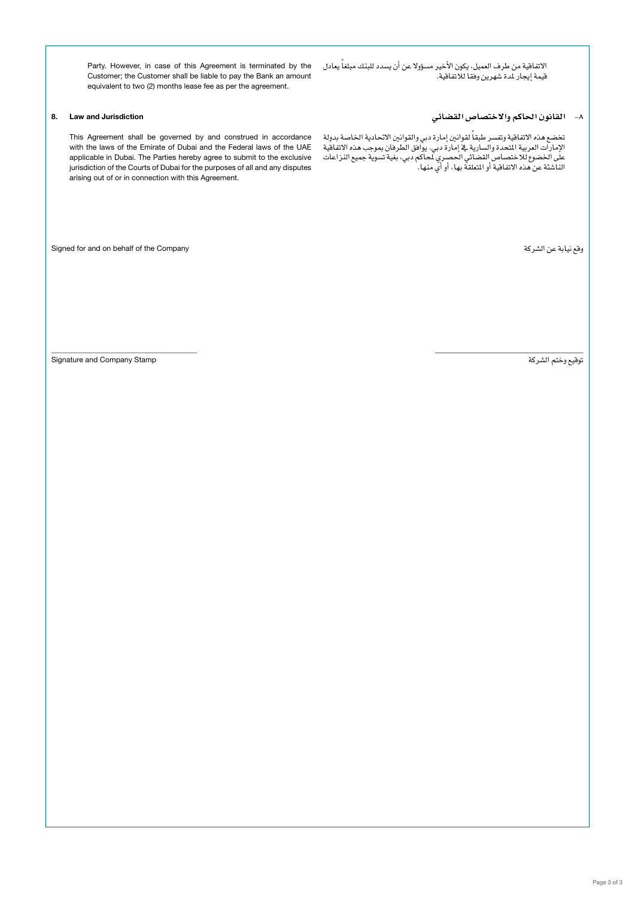Party. However, in case of this Agreement is terminated by the Customer; the Customer shall be liable to pay the Bank an amount equivalent to two (2) months lease fee as per the agreement.

الاتفاقية من طرف العميل، يكون الأخير مسؤولا عن أن يسدد للبنك مبلغاً يعادل قيمة إيجار لمدة شهرين وفقا للاتفاقية.

### 8. Law and Jurisdiction

This Agreement shall be governed by and construed in accordance with the laws of the Emirate of Dubai and the Federal laws of the UAE applicable in Dubai. The Parties hereby agree to submit to the exclusive jurisdiction of the Courts of Dubai for the purposes of all and any disputes arising out of or in connection with this Agreement.

### ٨- القانون الحاكم والاختصاص القضائي

تخضع هذه الاتفاقية وتفسر طبقاً لقوانين إمارة دبي والقوانين الاتحادية الخاصة بدولة الإمارات العربية المتحدة والسارية في إمارة دبي. يوافق الطرفان بموجب هذه الاتفاقية على الخضوع للاختصاص القضائي الحصري لمحاكم دبي، بغية تسوية جميع النزاعات الناشئة عن هذه الاتفاقية أو المتعلقة بها، أو أي منها.

Signed for and on behalf of the Company

وقع نيابة عن الشركة

\_\_\_\_\_\_\_\_\_\_\_\_\_\_\_\_\_\_\_\_\_\_\_\_\_\_\_\_\_\_\_\_

Signature and Company Stamp

\_\_\_\_\_\_\_\_\_\_\_\_\_\_\_\_\_\_\_\_\_\_\_\_\_\_\_\_\_\_\_\_

توقيع وختم الشركة